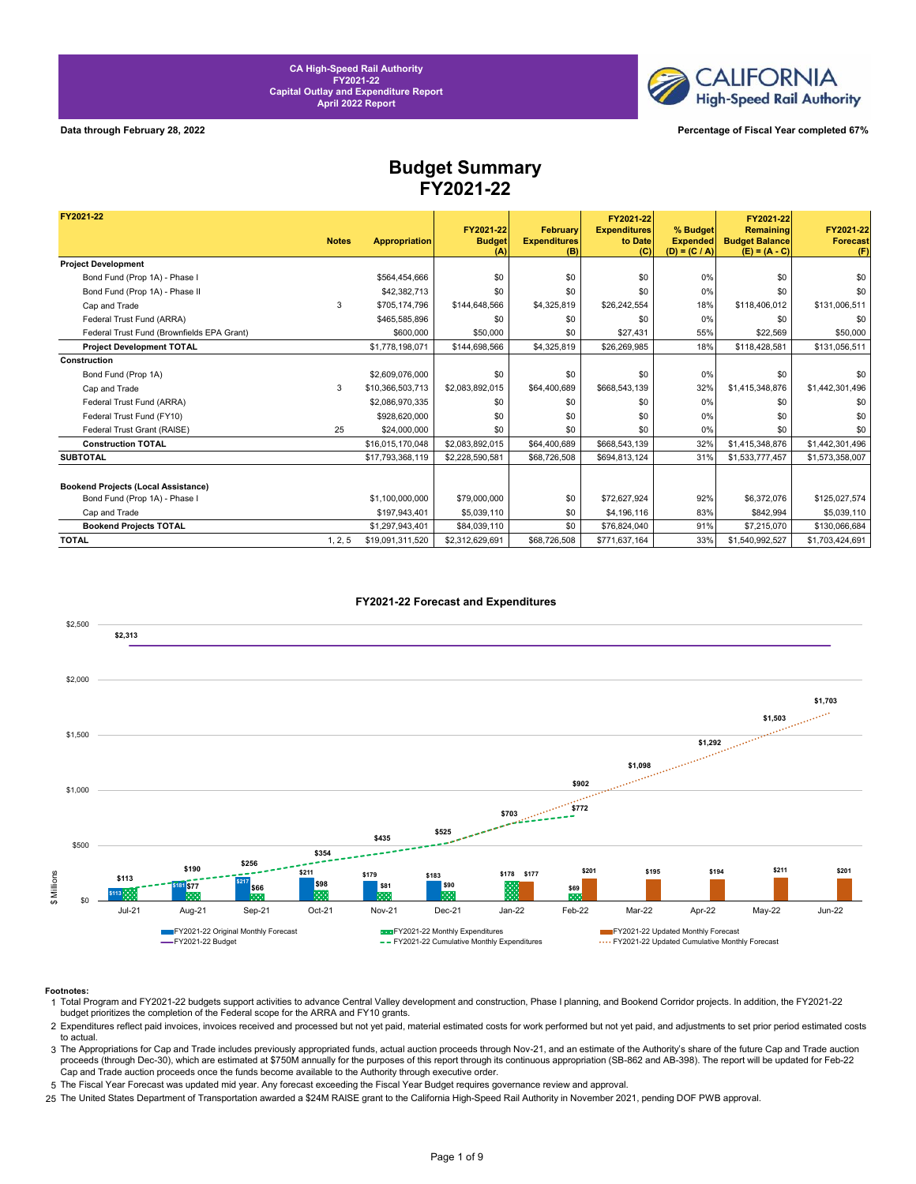CA High-Speed Rail Authority
FY2021-22
Capital Outlay and Expenditure Report
April 2022 Report

CALIFORNIA High-Speed Rail Authority

**Data through February 28, 2022**

**Percentage of Fiscal Year completed 67%**

# Budget Summary
# FY2021-22

| FY2021-22 | Notes | Appropriation | FY2021-22 Budget (A) | February Expenditures (B) | FY2021-22 Expenditures to Date (C) | % Budget Expended (D) = (C / A) | FY2021-22 Remaining Budget Balance (E) = (A - C) | FY2021-22 Forecast (F) |
|---|---|---|---|---|---|---|---|---|
| **Project Development** | | | | | | | | |
| Bond Fund (Prop 1A) - Phase I | | $564,454,666 | $0 | $0 | $0 | 0% | $0 | $0 |
| Bond Fund (Prop 1A) - Phase II | | $42,382,713 | $0 | $0 | $0 | 0% | $0 | $0 |
| Cap and Trade | 3 | $705,174,796 | $144,648,566 | $4,325,819 | $26,242,554 | 18% | $118,406,012 | $131,006,511 |
| Federal Trust Fund (ARRA) | | $465,585,896 | $0 | $0 | $0 | 0% | $0 | $0 |
| Federal Trust Fund (Brownfields EPA Grant) | | $600,000 | $50,000 | $0 | $27,431 | 55% | $22,569 | $50,000 |
| **Project Development TOTAL** | | $1,778,198,071 | $144,698,566 | $4,325,819 | $26,269,985 | 18% | $118,428,581 | $131,056,511 |
| **Construction** | | | | | | | | |
| Bond Fund (Prop 1A) | | $2,609,076,000 | $0 | $0 | $0 | 0% | $0 | $0 |
| Cap and Trade | 3 | $10,366,503,713 | $2,083,892,015 | $64,400,689 | $668,543,139 | 32% | $1,415,348,876 | $1,442,301,496 |
| Federal Trust Fund (ARRA) | | $2,086,970,335 | $0 | $0 | $0 | 0% | $0 | $0 |
| Federal Trust Fund (FY10) | | $928,620,000 | $0 | $0 | $0 | 0% | $0 | $0 |
| Federal Trust Grant (RAISE) | 25 | $24,000,000 | $0 | $0 | $0 | 0% | $0 | $0 |
| **Construction TOTAL** | | $16,015,170,048 | $2,083,892,015 | $64,400,689 | $668,543,139 | 32% | $1,415,348,876 | $1,442,301,496 |
| **SUBTOTAL** | | $17,793,368,119 | $2,228,590,581 | $68,726,508 | $694,813,124 | 31% | $1,533,777,457 | $1,573,358,007 |
| **Bookend Projects (Local Assistance)** | | | | | | | | |
| Bond Fund (Prop 1A) - Phase I | | $1,100,000,000 | $79,000,000 | $0 | $72,627,924 | 92% | $6,372,076 | $125,027,574 |
| Cap and Trade | | $197,943,401 | $5,039,110 | $0 | $4,196,116 | 83% | $842,994 | $5,039,110 |
| **Bookend Projects TOTAL** | | $1,297,943,401 | $84,039,110 | $0 | $76,824,040 | 91% | $7,215,070 | $130,066,684 |
| **TOTAL** | 1, 2, 5 | $19,091,311,520 | $2,312,629,691 | $68,726,508 | $771,637,164 | 33% | $1,540,992,527 | $1,703,424,691 |

**FY2021-22 Forecast and Expenditures**

$ Millions

$2,500
$2,000
$1,500
$1,000
$500
$0

$2,313

$113 $190 $256 $354 $435 $525 $703 $902 $1,098 $1,292 $1,503 $1,703

$772

$113 $113 $181 $77 $217 $66 $211 $98 $179 $81 $183 $90 $178 $177 $69 $201 $195 $194 $211 $201

Jul-21 Aug-21 Sep-21 Oct-21 Nov-21 Dec-21 Jan-22 Feb-22 Mar-22 Apr-22 May-22 Jun-22

FY2021-22 Original Monthly Forecast
FY2021-22 Budget
FY2021-22 Monthly Expenditures
FY2021-22 Cumulative Monthly Expenditures
FY2021-22 Updated Monthly Forecast
FY2021-22 Updated Cumulative Monthly Forecast

**Footnotes:**

1 Total Program and FY2021-22 budgets support activities to advance Central Valley development and construction, Phase I planning, and Bookend Corridor projects. In addition, the FY2021-22 budget prioritizes the completion of the Federal scope for the ARRA and FY10 grants.

2 Expenditures reflect paid invoices, invoices received and processed but not yet paid, material estimated costs for work performed but not yet paid, and adjustments to set prior period estimated costs to actual.

3 The Appropriations for Cap and Trade includes previously appropriated funds, actual auction proceeds through Nov-21, and an estimate of the Authority's share of the future Cap and Trade auction proceeds (through Dec-30), which are estimated at $750M annually for the purposes of this report through its continuous appropriation (SB-862 and AB-398). The report will be updated for Feb-22 Cap and Trade auction proceeds once the funds become available to the Authority through executive order.

5 The Fiscal Year Forecast was updated mid year. Any forecast exceeding the Fiscal Year Budget requires governance review and approval.

25 The United States Department of Transportation awarded a $24M RAISE grant to the California High-Speed Rail Authority in November 2021, pending DOF PWB approval.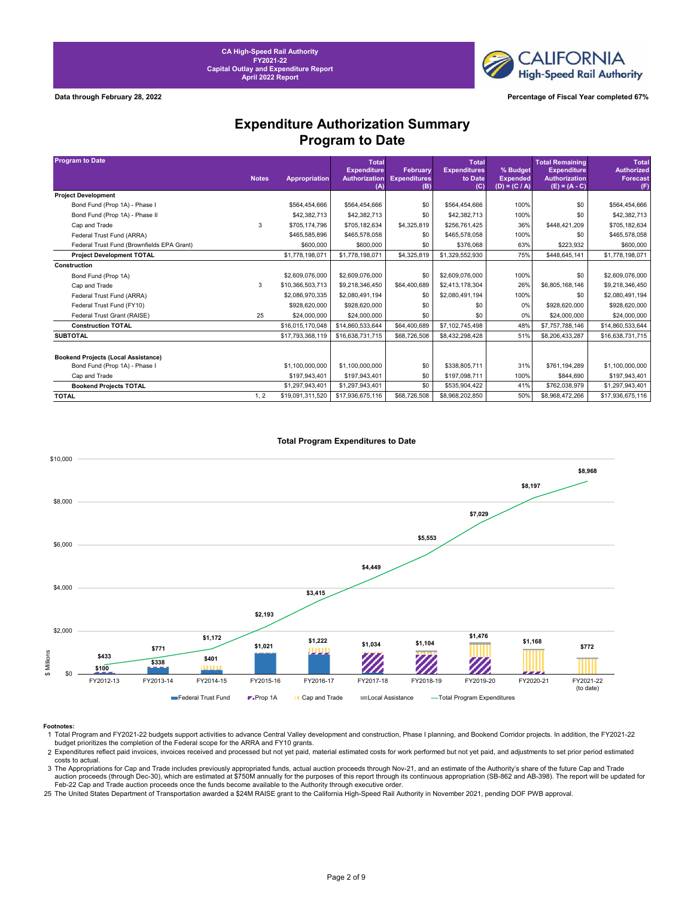**CA High-Speed Rail Authority**
**FY2021-22**
**Capital Outlay and Expenditure Report**
**April 2022 Report**

**CALIFORNIA High-Speed Rail Authority**

**Data through February 28, 2022**

**Percentage of Fiscal Year completed 67%**

# Expenditure Authorization Summary
## Program to Date

| Program to Date | Notes | Appropriation | Total Expenditure Authorization (A) | February Expenditures (B) | Total Expenditures to Date (C) | % Budget Expended (D) = (C / A) | Total Remaining Expenditure Authorization (E) = (A - C) | Total Authorized Forecast (F) |
|---|---|---|---|---|---|---|---|---|
| **Project Development** | | | | | | | | |
| Bond Fund (Prop 1A) - Phase I | | $564,454,666 | $564,454,666 | $0 | $564,454,666 | 100% | $0 | $564,454,666 |
| Bond Fund (Prop 1A) - Phase II | | $42,382,713 | $42,382,713 | $0 | $42,382,713 | 100% | $0 | $42,382,713 |
| Cap and Trade | 3 | $705,174,796 | $705,182,634 | $4,325,819 | $256,761,425 | 36% | $448,421,209 | $705,182,634 |
| Federal Trust Fund (ARRA) | | $465,585,896 | $465,578,058 | $0 | $465,578,058 | 100% | $0 | $465,578,058 |
| Federal Trust Fund (Brownfields EPA Grant) | | $600,000 | $600,000 | $0 | $376,068 | 63% | $223,932 | $600,000 |
| **Project Development TOTAL** | | $1,778,198,071 | $1,778,198,071 | $4,325,819 | $1,329,552,930 | 75% | $448,645,141 | $1,778,198,071 |
| **Construction** | | | | | | | | |
| Bond Fund (Prop 1A) | | $2,609,076,000 | $2,609,076,000 | $0 | $2,609,076,000 | 100% | $0 | $2,609,076,000 |
| Cap and Trade | 3 | $10,366,503,713 | $9,218,346,450 | $64,400,689 | $2,413,178,304 | 26% | $6,805,168,146 | $9,218,346,450 |
| Federal Trust Fund (ARRA) | | $2,086,970,335 | $2,080,491,194 | $0 | $2,080,491,194 | 100% | $0 | $2,080,491,194 |
| Federal Trust Fund (FY10) | | $928,620,000 | $928,620,000 | $0 | $0 | 0% | $928,620,000 | $928,620,000 |
| Federal Trust Grant (RAISE) | 25 | $24,000,000 | $24,000,000 | $0 | $0 | 0% | $24,000,000 | $24,000,000 |
| **Construction TOTAL** | | $16,015,170,048 | $14,860,533,644 | $64,400,689 | $7,102,745,498 | 48% | $7,757,788,146 | $14,860,533,644 |
| **SUBTOTAL** | | $17,793,368,119 | $16,638,731,715 | $68,726,508 | $8,432,298,428 | 51% | $8,206,433,287 | $16,638,731,715 |
| **Bookend Projects (Local Assistance)** | | | | | | | | |
| Bond Fund (Prop 1A) - Phase I | | $1,100,000,000 | $1,100,000,000 | $0 | $338,805,711 | 31% | $761,194,289 | $1,100,000,000 |
| Cap and Trade | | $197,943,401 | $197,943,401 | $0 | $197,098,711 | 100% | $844,690 | $197,943,401 |
| **Bookend Projects TOTAL** | | $1,297,943,401 | $1,297,943,401 | $0 | $535,904,422 | 41% | $762,038,979 | $1,297,943,401 |
| **TOTAL** | 1, 2 | $19,091,311,520 | $17,936,675,116 | $68,726,508 | $8,968,202,850 | 50% | $8,968,472,266 | $17,936,675,116 |

**Total Program Expenditures to Date**

$ Millions

$10,000
$8,000
$6,000
$4,000
$2,000
$0

FY2012-13: $433, $100
FY2013-14: $771, $338
FY2014-15: $1,172, $401
FY2015-16: $2,193, $1,021
FY2016-17: $3,415, $1,222
FY2017-18: $4,449, $1,034
FY2018-19: $5,553, $1,104
FY2019-20: $7,029, $1,476
FY2020-21: $8,197, $1,168
FY2021-22 (to date): $8,968, $772

Federal Trust Fund | Prop 1A | Cap and Trade | Local Assistance | Total Program Expenditures

**Footnotes:**

1 Total Program and FY2021-22 budgets support activities to advance Central Valley development and construction, Phase I planning, and Bookend Corridor projects. In addition, the FY2021-22 budget prioritizes the completion of the Federal scope for the ARRA and FY10 grants.

2 Expenditures reflect paid invoices, invoices received and processed but not yet paid, material estimated costs for work performed but not yet paid, and adjustments to set prior period estimated costs to actual.

3 The Appropriations for Cap and Trade includes previously appropriated funds, actual auction proceeds through Nov-21, and an estimate of the Authority's share of the future Cap and Trade auction proceeds (through Dec-30), which are estimated at $750M annually for the purposes of this report through its continuous appropriation (SB-862 and AB-398). The report will be updated for Feb-22 Cap and Trade auction proceeds once the funds become available to the Authority through executive order.

25 The United States Department of Transportation awarded a $24M RAISE grant to the California High-Speed Rail Authority in November 2021, pending DOF PWB approval.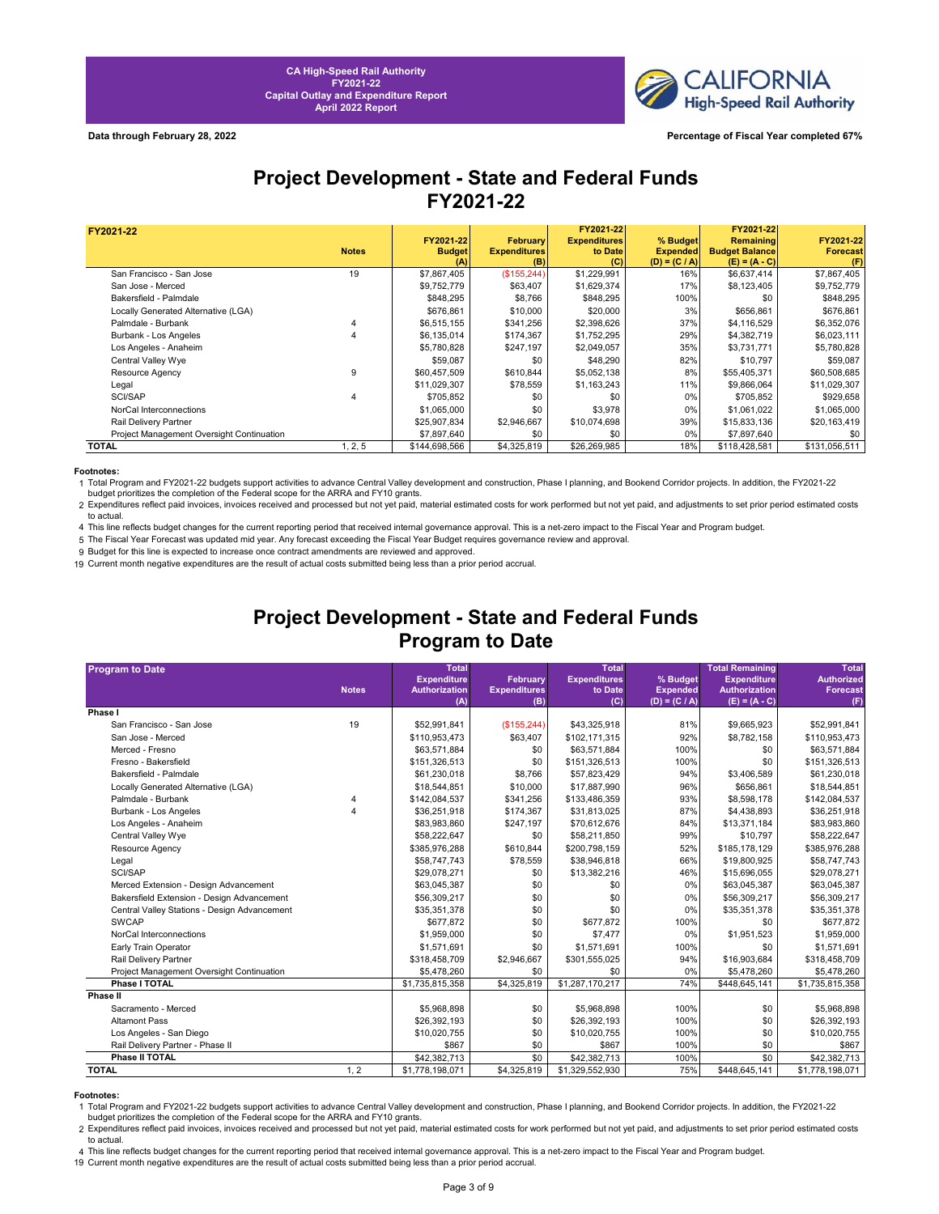**CA High-Speed Rail Authority**
**FY2021-22**
**Capital Outlay and Expenditure Report**
**April 2022 Report**

**Data through February 28, 2022**

**Percentage of Fiscal Year completed 67%**

# Project Development - State and Federal Funds
# FY2021-22

| FY2021-22 | Notes | FY2021-22 Budget (A) | February Expenditures (B) | FY2021-22 Expenditures to Date (C) | % Budget Expended (D) = (C / A) | FY2021-22 Remaining Budget Balance (E) = (A - C) | FY2021-22 Forecast (F) |
|---|---|---|---|---|---|---|---|
| San Francisco - San Jose | 19 | $7,867,405 | ($155,244) | $1,229,991 | 16% | $6,637,414 | $7,867,405 |
| San Jose - Merced | | $9,752,779 | $63,407 | $1,629,374 | 17% | $8,123,405 | $9,752,779 |
| Bakersfield - Palmdale | | $848,295 | $8,766 | $848,295 | 100% | $0 | $848,295 |
| Locally Generated Alternative (LGA) | | $676,861 | $10,000 | $20,000 | 3% | $656,861 | $676,861 |
| Palmdale - Burbank | 4 | $6,515,155 | $341,256 | $2,398,626 | 37% | $4,116,529 | $6,352,076 |
| Burbank - Los Angeles | 4 | $6,135,014 | $174,367 | $1,752,295 | 29% | $4,382,719 | $6,023,111 |
| Los Angeles - Anaheim | | $5,780,828 | $247,197 | $2,049,057 | 35% | $3,731,771 | $5,780,828 |
| Central Valley Wye | | $59,087 | $0 | $48,290 | 82% | $10,797 | $59,087 |
| Resource Agency | 9 | $60,457,509 | $610,844 | $5,052,138 | 8% | $55,405,371 | $60,508,685 |
| Legal | | $11,029,307 | $78,559 | $1,163,243 | 11% | $9,866,064 | $11,029,307 |
| SCI/SAP | 4 | $705,852 | $0 | $0 | 0% | $705,852 | $929,658 |
| NorCal Interconnections | | $1,065,000 | $0 | $3,978 | 0% | $1,061,022 | $1,065,000 |
| Rail Delivery Partner | | $25,907,834 | $2,946,667 | $10,074,698 | 39% | $15,833,136 | $20,163,419 |
| Project Management Oversight Continuation | | $7,897,640 | $0 | $0 | 0% | $7,897,640 | $0 |
| **TOTAL** | 1, 2, 5 | $144,698,566 | $4,325,819 | $26,269,985 | 18% | $118,428,581 | $131,056,511 |

**Footnotes:**

1 Total Program and FY2021-22 budgets support activities to advance Central Valley development and construction, Phase I planning, and Bookend Corridor projects. In addition, the FY2021-22 budget prioritizes the completion of the Federal scope for the ARRA and FY10 grants.

2 Expenditures reflect paid invoices, invoices received and processed but not yet paid, material estimated costs for work performed but not yet paid, and adjustments to set prior period estimated costs to actual.

4 This line reflects budget changes for the current reporting period that received internal governance approval. This is a net-zero impact to the Fiscal Year and Program budget.

5 The Fiscal Year Forecast was updated mid year. Any forecast exceeding the Fiscal Year Budget requires governance review and approval.

9 Budget for this line is expected to increase once contract amendments are reviewed and approved.

19 Current month negative expenditures are the result of actual costs submitted being less than a prior period accrual.

# Project Development - State and Federal Funds
# Program to Date

| Program to Date | Notes | Total Expenditure Authorization (A) | February Expenditures (B) | Total Expenditures to Date (C) | % Budget Expended (D) = (C / A) | Total Remaining Expenditure Authorization (E) = (A - C) | Total Authorized Forecast (F) |
|---|---|---|---|---|---|---|---|
| **Phase I** | | | | | | | |
| San Francisco - San Jose | 19 | $52,991,841 | ($155,244) | $43,325,918 | 81% | $9,665,923 | $52,991,841 |
| San Jose - Merced | | $110,953,473 | $63,407 | $102,171,315 | 92% | $8,782,158 | $110,953,473 |
| Merced - Fresno | | $63,571,884 | $0 | $63,571,884 | 100% | $0 | $63,571,884 |
| Fresno - Bakersfield | | $151,326,513 | $0 | $151,326,513 | 100% | $0 | $151,326,513 |
| Bakersfield - Palmdale | | $61,230,018 | $8,766 | $57,823,429 | 94% | $3,406,589 | $61,230,018 |
| Locally Generated Alternative (LGA) | | $18,544,851 | $10,000 | $17,887,990 | 96% | $656,861 | $18,544,851 |
| Palmdale - Burbank | 4 | $142,084,537 | $341,256 | $133,486,359 | 93% | $8,598,178 | $142,084,537 |
| Burbank - Los Angeles | 4 | $36,251,918 | $174,367 | $31,813,025 | 87% | $4,438,893 | $36,251,918 |
| Los Angeles - Anaheim | | $83,983,860 | $247,197 | $70,612,676 | 84% | $13,371,184 | $83,983,860 |
| Central Valley Wye | | $58,222,647 | $0 | $58,211,850 | 99% | $10,797 | $58,222,647 |
| Resource Agency | | $385,976,288 | $610,844 | $200,798,159 | 52% | $185,178,129 | $385,976,288 |
| Legal | | $58,747,743 | $78,559 | $38,946,818 | 66% | $19,800,925 | $58,747,743 |
| SCI/SAP | | $29,078,271 | $0 | $13,382,216 | 46% | $15,696,055 | $29,078,271 |
| Merced Extension - Design Advancement | | $63,045,387 | $0 | $0 | 0% | $63,045,387 | $63,045,387 |
| Bakersfield Extension - Design Advancement | | $56,309,217 | $0 | $0 | 0% | $56,309,217 | $56,309,217 |
| Central Valley Stations - Design Advancement | | $35,351,378 | $0 | $0 | 0% | $35,351,378 | $35,351,378 |
| SWCAP | | $677,872 | $0 | $677,872 | 100% | $0 | $677,872 |
| NorCal Interconnections | | $1,959,000 | $0 | $7,477 | 0% | $1,951,523 | $1,959,000 |
| Early Train Operator | | $1,571,691 | $0 | $1,571,691 | 100% | $0 | $1,571,691 |
| Rail Delivery Partner | | $318,458,709 | $2,946,667 | $301,555,025 | 94% | $16,903,684 | $318,458,709 |
| Project Management Oversight Continuation | | $5,478,260 | $0 | $0 | 0% | $5,478,260 | $5,478,260 |
| **Phase I TOTAL** | | $1,735,815,358 | $4,325,819 | $1,287,170,217 | 74% | $448,645,141 | $1,735,815,358 |
| **Phase II** | | | | | | | |
| Sacramento - Merced | | $5,968,898 | $0 | $5,968,898 | 100% | $0 | $5,968,898 |
| Altamont Pass | | $26,392,193 | $0 | $26,392,193 | 100% | $0 | $26,392,193 |
| Los Angeles - San Diego | | $10,020,755 | $0 | $10,020,755 | 100% | $0 | $10,020,755 |
| Rail Delivery Partner - Phase II | | $867 | $0 | $867 | 100% | $0 | $867 |
| **Phase II TOTAL** | | $42,382,713 | $0 | $42,382,713 | 100% | $0 | $42,382,713 |
| **TOTAL** | 1, 2 | $1,778,198,071 | $4,325,819 | $1,329,552,930 | 75% | $448,645,141 | $1,778,198,071 |

**Footnotes:**

1 Total Program and FY2021-22 budgets support activities to advance Central Valley development and construction, Phase I planning, and Bookend Corridor projects. In addition, the FY2021-22 budget prioritizes the completion of the Federal scope for the ARRA and FY10 grants.

2 Expenditures reflect paid invoices, invoices received and processed but not yet paid, material estimated costs for work performed but not yet paid, and adjustments to set prior period estimated costs to actual.

4 This line reflects budget changes for the current reporting period that received internal governance approval. This is a net-zero impact to the Fiscal Year and Program budget.

19 Current month negative expenditures are the result of actual costs submitted being less than a prior period accrual.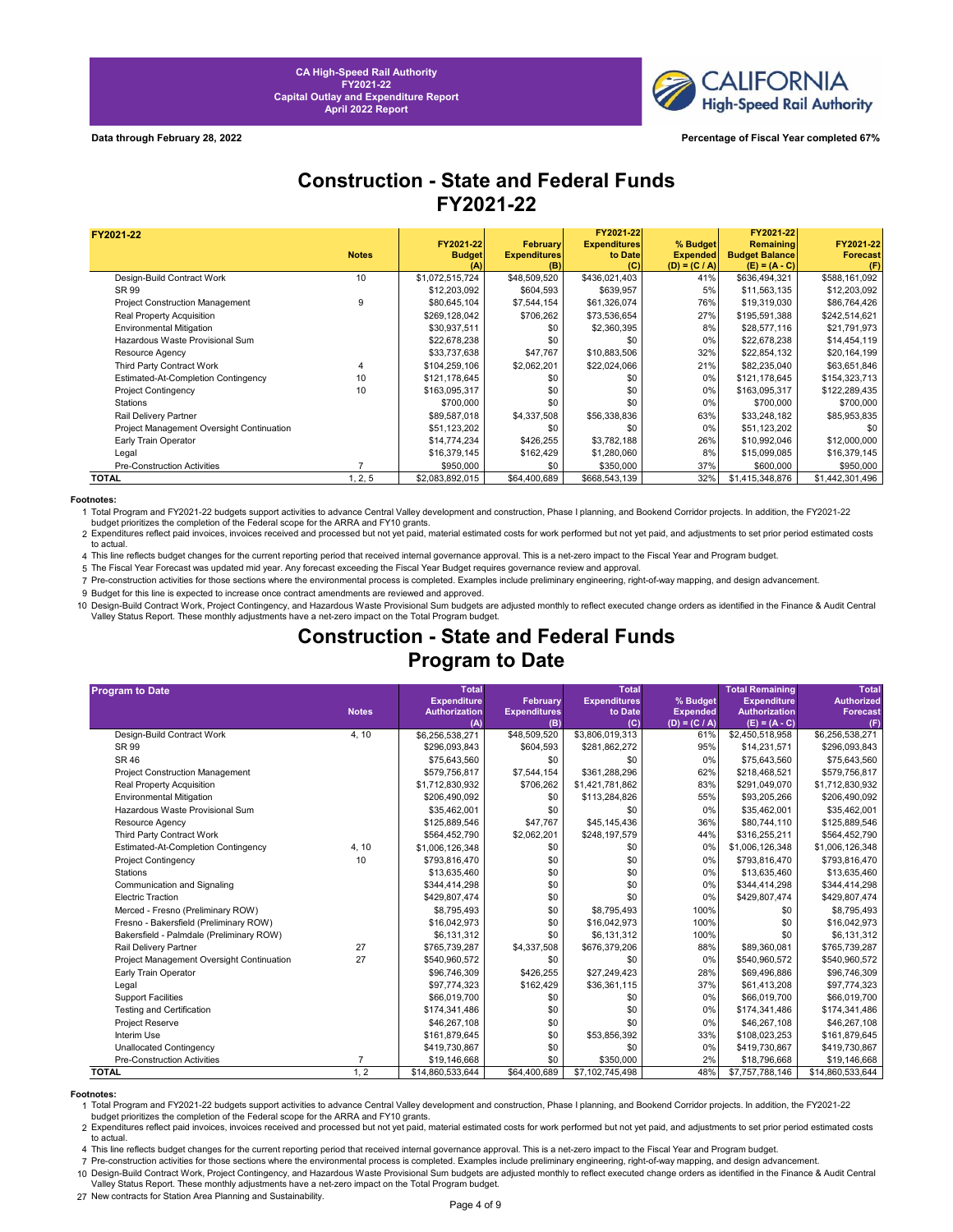CA High-Speed Rail Authority
FY2021-22
Capital Outlay and Expenditure Report
April 2022 Report

**Data through February 28, 2022**

**Percentage of Fiscal Year completed 67%**

# Construction - State and Federal Funds
# FY2021-22

| FY2021-22 | Notes | FY2021-22 Budget (A) | February Expenditures (B) | FY2021-22 Expenditures to Date (C) | % Budget Expended (D) = (C / A) | FY2021-22 Remaining Budget Balance (E) = (A - C) | FY2021-22 Forecast (F) |
|---|---|---|---|---|---|---|---|
| Design-Build Contract Work | 10 | $1,072,515,724 | $48,509,520 | $436,021,403 | 41% | $636,494,321 | $588,161,092 |
| SR 99 | | $12,203,092 | $604,593 | $639,957 | 5% | $11,563,135 | $12,203,092 |
| Project Construction Management | 9 | $80,645,104 | $7,544,154 | $61,326,074 | 76% | $19,319,030 | $86,764,426 |
| Real Property Acquisition | | $269,128,042 | $706,262 | $73,536,654 | 27% | $195,591,388 | $242,514,621 |
| Environmental Mitigation | | $30,937,511 | $0 | $2,360,395 | 8% | $28,577,116 | $21,791,973 |
| Hazardous Waste Provisional Sum | | $22,678,238 | $0 | $0 | 0% | $22,678,238 | $14,454,119 |
| Resource Agency | | $33,737,638 | $47,767 | $10,883,506 | 32% | $22,854,132 | $20,164,199 |
| Third Party Contract Work | 4 | $104,259,106 | $2,062,201 | $22,024,066 | 21% | $82,235,040 | $63,651,846 |
| Estimated-At-Completion Contingency | 10 | $121,178,645 | $0 | $0 | 0% | $121,178,645 | $154,323,713 |
| Project Contingency | 10 | $163,095,317 | $0 | $0 | 0% | $163,095,317 | $122,289,435 |
| Stations | | $700,000 | $0 | $0 | 0% | $700,000 | $700,000 |
| Rail Delivery Partner | | $89,587,018 | $4,337,508 | $56,338,836 | 63% | $33,248,182 | $85,953,835 |
| Project Management Oversight Continuation | | $51,123,202 | $0 | $0 | 0% | $51,123,202 | $0 |
| Early Train Operator | | $14,774,234 | $426,255 | $3,782,188 | 26% | $10,992,046 | $12,000,000 |
| Legal | | $16,379,145 | $162,429 | $1,280,060 | 8% | $15,099,085 | $16,379,145 |
| Pre-Construction Activities | 7 | $950,000 | $0 | $350,000 | 37% | $600,000 | $950,000 |
| **TOTAL** | 1, 2, 5 | $2,083,892,015 | $64,400,689 | $668,543,139 | 32% | $1,415,348,876 | $1,442,301,496 |

**Footnotes:**

1 Total Program and FY2021-22 budgets support activities to advance Central Valley development and construction, Phase I planning, and Bookend Corridor projects. In addition, the FY2021-22 budget prioritizes the completion of the Federal scope for the ARRA and FY10 grants.
2 Expenditures reflect paid invoices, invoices received and processed but not yet paid, material estimated costs for work performed but not yet paid, and adjustments to set prior period estimated costs to actual.
4 This line reflects budget changes for the current reporting period that received internal governance approval. This is a net-zero impact to the Fiscal Year and Program budget.
5 The Fiscal Year Forecast was updated mid year. Any forecast exceeding the Fiscal Year Budget requires governance review and approval.
7 Pre-construction activities for those sections where the environmental process is completed. Examples include preliminary engineering, right-of-way mapping, and design advancement.
9 Budget for this line is expected to increase once contract amendments are reviewed and approved.
10 Design-Build Contract Work, Project Contingency, and Hazardous Waste Provisional Sum budgets are adjusted monthly to reflect executed change orders as identified in the Finance & Audit Central Valley Status Report. These monthly adjustments have a net-zero impact on the Total Program budget.

# Construction - State and Federal Funds
# Program to Date

| Program to Date | Notes | Total Expenditure Authorization (A) | February Expenditures (B) | Total Expenditures to Date (C) | % Budget Expended (D) = (C / A) | Total Remaining Expenditure Authorization (E) = (A - C) | Total Authorized Forecast (F) |
|---|---|---|---|---|---|---|---|
| Design-Build Contract Work | 4, 10 | $6,256,538,271 | $48,509,520 | $3,806,019,313 | 61% | $2,450,518,958 | $6,256,538,271 |
| SR 99 | | $296,093,843 | $604,593 | $281,862,272 | 95% | $14,231,571 | $296,093,843 |
| SR 46 | | $75,643,560 | $0 | $0 | 0% | $75,643,560 | $75,643,560 |
| Project Construction Management | | $579,756,817 | $7,544,154 | $361,288,296 | 62% | $218,468,521 | $579,756,817 |
| Real Property Acquisition | | $1,712,830,932 | $706,262 | $1,421,781,862 | 83% | $291,049,070 | $1,712,830,932 |
| Environmental Mitigation | | $206,490,092 | $0 | $113,284,826 | 55% | $93,205,266 | $206,490,092 |
| Hazardous Waste Provisional Sum | | $35,462,001 | $0 | $0 | 0% | $35,462,001 | $35,462,001 |
| Resource Agency | | $125,889,546 | $47,767 | $45,145,436 | 36% | $80,744,110 | $125,889,546 |
| Third Party Contract Work | | $564,452,790 | $2,062,201 | $248,197,579 | 44% | $316,255,211 | $564,452,790 |
| Estimated-At-Completion Contingency | 4, 10 | $1,006,126,348 | $0 | $0 | 0% | $1,006,126,348 | $1,006,126,348 |
| Project Contingency | 10 | $793,816,470 | $0 | $0 | 0% | $793,816,470 | $793,816,470 |
| Stations | | $13,635,460 | $0 | $0 | 0% | $13,635,460 | $13,635,460 |
| Communication and Signaling | | $344,414,298 | $0 | $0 | 0% | $344,414,298 | $344,414,298 |
| Electric Traction | | $429,807,474 | $0 | $0 | 0% | $429,807,474 | $429,807,474 |
| Merced - Fresno (Preliminary ROW) | | $8,795,493 | $0 | $8,795,493 | 100% | $0 | $8,795,493 |
| Fresno - Bakersfield (Preliminary ROW) | | $16,042,973 | $0 | $16,042,973 | 100% | $0 | $16,042,973 |
| Bakersfield - Palmdale (Preliminary ROW) | | $6,131,312 | $0 | $6,131,312 | 100% | $0 | $6,131,312 |
| Rail Delivery Partner | 27 | $765,739,287 | $4,337,508 | $676,379,206 | 88% | $89,360,081 | $765,739,287 |
| Project Management Oversight Continuation | 27 | $540,960,572 | $0 | $0 | 0% | $540,960,572 | $540,960,572 |
| Early Train Operator | | $96,746,309 | $426,255 | $27,249,423 | 28% | $69,496,886 | $96,746,309 |
| Legal | | $97,774,323 | $162,429 | $36,361,115 | 37% | $61,413,208 | $97,774,323 |
| Support Facilities | | $66,019,700 | $0 | $0 | 0% | $66,019,700 | $66,019,700 |
| Testing and Certification | | $174,341,486 | $0 | $0 | 0% | $174,341,486 | $174,341,486 |
| Project Reserve | | $46,267,108 | $0 | $0 | 0% | $46,267,108 | $46,267,108 |
| Interim Use | | $161,879,645 | $0 | $53,856,392 | 33% | $108,023,253 | $161,879,645 |
| Unallocated Contingency | | $419,730,867 | $0 | $0 | 0% | $419,730,867 | $419,730,867 |
| Pre-Construction Activities | 7 | $19,146,668 | $0 | $350,000 | 2% | $18,796,668 | $19,146,668 |
| **TOTAL** | 1, 2 | $14,860,533,644 | $64,400,689 | $7,102,745,498 | 48% | $7,757,788,146 | $14,860,533,644 |

**Footnotes:**

1 Total Program and FY2021-22 budgets support activities to advance Central Valley development and construction, Phase I planning, and Bookend Corridor projects. In addition, the FY2021-22 budget prioritizes the completion of the Federal scope for the ARRA and FY10 grants.
2 Expenditures reflect paid invoices, invoices received and processed but not yet paid, material estimated costs for work performed but not yet paid, and adjustments to set prior period estimated costs to actual.
4 This line reflects budget changes for the current reporting period that received internal governance approval. This is a net-zero impact to the Fiscal Year and Program budget.
7 Pre-construction activities for those sections where the environmental process is completed. Examples include preliminary engineering, right-of-way mapping, and design advancement.
10 Design-Build Contract Work, Project Contingency, and Hazardous Waste Provisional Sum budgets are adjusted monthly to reflect executed change orders as identified in the Finance & Audit Central Valley Status Report. These monthly adjustments have a net-zero impact on the Total Program budget.
27 New contracts for Station Area Planning and Sustainability.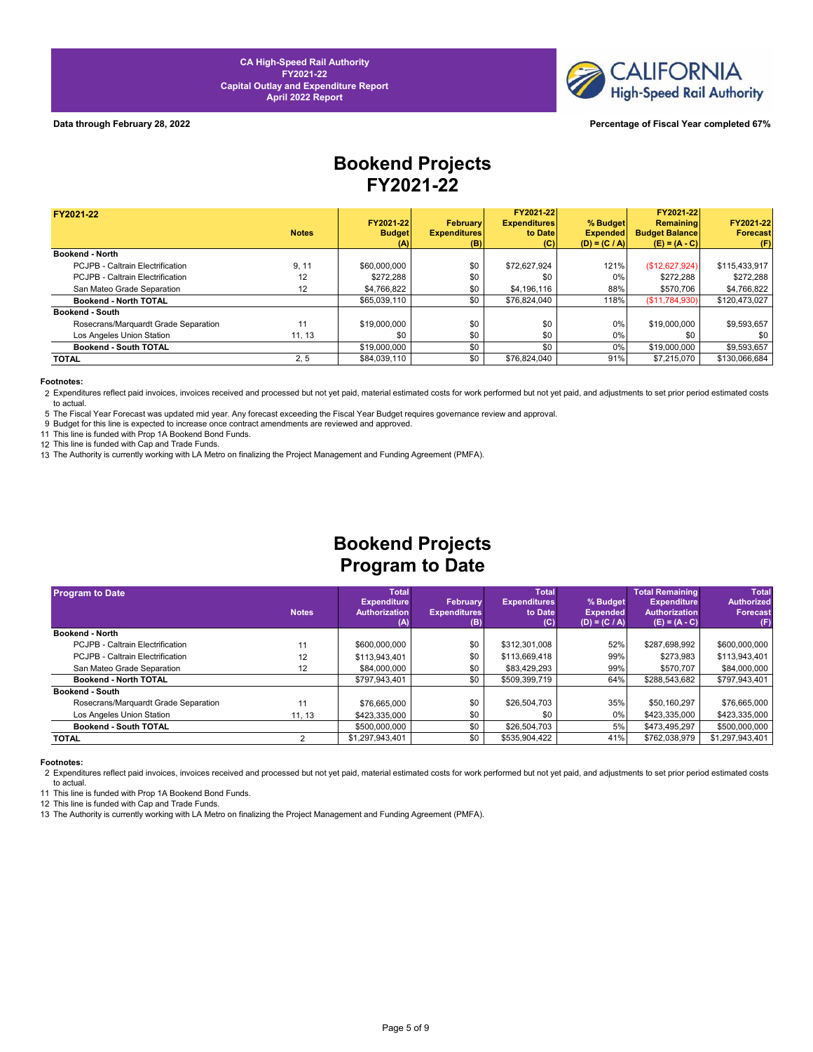CA High-Speed Rail Authority
FY2021-22
Capital Outlay and Expenditure Report
April 2022 Report

**Data through February 28, 2022**

**Percentage of Fiscal Year completed 67%**

# Bookend Projects
# FY2021-22

| FY2021-22 | Notes | FY2021-22 Budget (A) | February Expenditures (B) | FY2021-22 Expenditures to Date (C) | % Budget Expended (D) = (C / A) | FY2021-22 Remaining Budget Balance (E) = (A - C) | FY2021-22 Forecast (F) |
|---|---|---|---|---|---|---|---|
| **Bookend - North** | | | | | | | |
| PCJPB - Caltrain Electrification | 9, 11 | $60,000,000 | $0 | $72,627,924 | 121% | ($12,627,924) | $115,433,917 |
| PCJPB - Caltrain Electrification | 12 | $272,288 | $0 | $0 | 0% | $272,288 | $272,288 |
| San Mateo Grade Separation | 12 | $4,766,822 | $0 | $4,196,116 | 88% | $570,706 | $4,766,822 |
| **Bookend - North TOTAL** | | $65,039,110 | $0 | $76,824,040 | 118% | ($11,784,930) | $120,473,027 |
| **Bookend - South** | | | | | | | |
| Rosecrans/Marquardt Grade Separation | 11 | $19,000,000 | $0 | $0 | 0% | $19,000,000 | $9,593,657 |
| Los Angeles Union Station | 11, 13 | $0 | $0 | $0 | 0% | $0 | $0 |
| **Bookend - South TOTAL** | | $19,000,000 | $0 | $0 | 0% | $19,000,000 | $9,593,657 |
| **TOTAL** | 2, 5 | $84,039,110 | $0 | $76,824,040 | 91% | $7,215,070 | $130,066,684 |

**Footnotes:**

2 Expenditures reflect paid invoices, invoices received and processed but not yet paid, material estimated costs for work performed but not yet paid, and adjustments to set prior period estimated costs to actual.
5 The Fiscal Year Forecast was updated mid year. Any forecast exceeding the Fiscal Year Budget requires governance review and approval.
9 Budget for this line is expected to increase once contract amendments are reviewed and approved.
11 This line is funded with Prop 1A Bookend Bond Funds.
12 This line is funded with Cap and Trade Funds.
13 The Authority is currently working with LA Metro on finalizing the Project Management and Funding Agreement (PMFA).

# Bookend Projects
# Program to Date

| Program to Date | Notes | Total Expenditure Authorization (A) | February Expenditures (B) | Total Expenditures to Date (C) | % Budget Expended (D) = (C / A) | Total Remaining Expenditure Authorization (E) = (A - C) | Total Authorized Forecast (F) |
|---|---|---|---|---|---|---|---|
| **Bookend - North** | | | | | | | |
| PCJPB - Caltrain Electrification | 11 | $600,000,000 | $0 | $312,301,008 | 52% | $287,698,992 | $600,000,000 |
| PCJPB - Caltrain Electrification | 12 | $113,943,401 | $0 | $113,669,418 | 99% | $273,983 | $113,943,401 |
| San Mateo Grade Separation | 12 | $84,000,000 | $0 | $83,429,293 | 99% | $570,707 | $84,000,000 |
| **Bookend - North TOTAL** | | $797,943,401 | $0 | $509,399,719 | 64% | $288,543,682 | $797,943,401 |
| **Bookend - South** | | | | | | | |
| Rosecrans/Marquardt Grade Separation | 11 | $76,665,000 | $0 | $26,504,703 | 35% | $50,160,297 | $76,665,000 |
| Los Angeles Union Station | 11, 13 | $423,335,000 | $0 | $0 | 0% | $423,335,000 | $423,335,000 |
| **Bookend - South TOTAL** | | $500,000,000 | $0 | $26,504,703 | 5% | $473,495,297 | $500,000,000 |
| **TOTAL** | 2 | $1,297,943,401 | $0 | $535,904,422 | 41% | $762,038,979 | $1,297,943,401 |

**Footnotes:**

2 Expenditures reflect paid invoices, invoices received and processed but not yet paid, material estimated costs for work performed but not yet paid, and adjustments to set prior period estimated costs to actual.
11 This line is funded with Prop 1A Bookend Bond Funds.
12 This line is funded with Cap and Trade Funds.
13 The Authority is currently working with LA Metro on finalizing the Project Management and Funding Agreement (PMFA).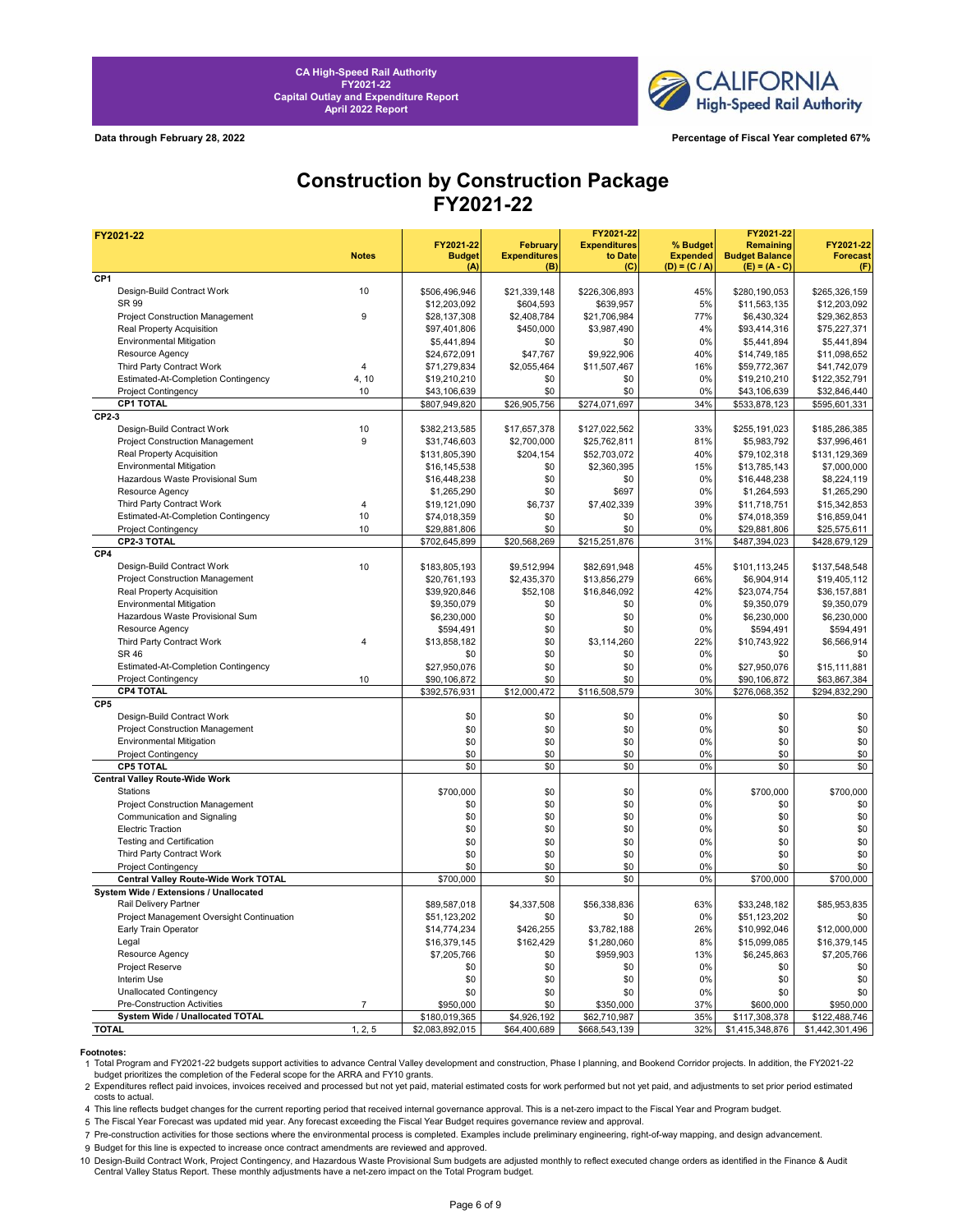CA High-Speed Rail Authority
FY2021-22
Capital Outlay and Expenditure Report
April 2022 Report

Data through February 28, 2022

Percentage of Fiscal Year completed 67%

# Construction by Construction Package
# FY2021-22

| FY2021-22 | Notes | FY2021-22 Budget (A) | February Expenditures (B) | FY2021-22 Expenditures to Date (C) | % Budget Expended (D) = (C / A) | FY2021-22 Remaining Budget Balance (E) = (A - C) | FY2021-22 Forecast (F) |
|---|---|---|---|---|---|---|---|
| **CP1** | | | | | | | |
| Design-Build Contract Work | 10 | $506,496,946 | $21,339,148 | $226,306,893 | 45% | $280,190,053 | $265,326,159 |
| SR 99 | | $12,203,092 | $604,593 | $639,957 | 5% | $11,563,135 | $12,203,092 |
| Project Construction Management | 9 | $28,137,308 | $2,408,784 | $21,706,984 | 77% | $6,430,324 | $29,362,853 |
| Real Property Acquisition | | $97,401,806 | $450,000 | $3,987,490 | 4% | $93,414,316 | $75,227,371 |
| Environmental Mitigation | | $5,441,894 | $0 | $0 | 0% | $5,441,894 | $5,441,894 |
| Resource Agency | | $24,672,091 | $47,767 | $9,922,906 | 40% | $14,749,185 | $11,098,652 |
| Third Party Contract Work | 4 | $71,279,834 | $2,055,464 | $11,507,467 | 16% | $59,772,367 | $41,742,079 |
| Estimated-At-Completion Contingency | 4, 10 | $19,210,210 | $0 | $0 | 0% | $19,210,210 | $122,352,791 |
| Project Contingency | 10 | $43,106,639 | $0 | $0 | 0% | $43,106,639 | $32,846,440 |
| **CP1 TOTAL** | | $807,949,820 | $26,905,756 | $274,071,697 | 34% | $533,878,123 | $595,601,331 |
| **CP2-3** | | | | | | | |
| Design-Build Contract Work | 10 | $382,213,585 | $17,657,378 | $127,022,562 | 33% | $255,191,023 | $185,286,385 |
| Project Construction Management | 9 | $31,746,603 | $2,700,000 | $25,762,811 | 81% | $5,983,792 | $37,996,461 |
| Real Property Acquisition | | $131,805,390 | $204,154 | $52,703,072 | 40% | $79,102,318 | $131,129,369 |
| Environmental Mitigation | | $16,145,538 | $0 | $2,360,395 | 15% | $13,785,143 | $7,000,000 |
| Hazardous Waste Provisional Sum | | $16,448,238 | $0 | $0 | 0% | $16,448,238 | $8,224,119 |
| Resource Agency | | $1,265,290 | $0 | $697 | 0% | $1,264,593 | $1,265,290 |
| Third Party Contract Work | 4 | $19,121,090 | $6,737 | $7,402,339 | 39% | $11,718,751 | $15,342,853 |
| Estimated-At-Completion Contingency | 10 | $74,018,359 | $0 | $0 | 0% | $74,018,359 | $16,859,041 |
| Project Contingency | 10 | $29,881,806 | $0 | $0 | 0% | $29,881,806 | $25,575,611 |
| **CP2-3 TOTAL** | | $702,645,899 | $20,568,269 | $215,251,876 | 31% | $487,394,023 | $428,679,129 |
| **CP4** | | | | | | | |
| Design-Build Contract Work | 10 | $183,805,193 | $9,512,994 | $82,691,948 | 45% | $101,113,245 | $137,548,548 |
| Project Construction Management | | $20,761,193 | $2,435,370 | $13,856,279 | 66% | $6,904,914 | $19,405,112 |
| Real Property Acquisition | | $39,920,846 | $52,108 | $16,846,092 | 42% | $23,074,754 | $36,157,881 |
| Environmental Mitigation | | $9,350,079 | $0 | $0 | 0% | $9,350,079 | $9,350,079 |
| Hazardous Waste Provisional Sum | | $6,230,000 | $0 | $0 | 0% | $6,230,000 | $6,230,000 |
| Resource Agency | | $594,491 | $0 | $0 | 0% | $594,491 | $594,491 |
| Third Party Contract Work | 4 | $13,858,182 | $0 | $3,114,260 | 22% | $10,743,922 | $6,566,914 |
| SR 46 | | $0 | $0 | $0 | 0% | $0 | $0 |
| Estimated-At-Completion Contingency | | $27,950,076 | $0 | $0 | 0% | $27,950,076 | $15,111,881 |
| Project Contingency | 10 | $90,106,872 | $0 | $0 | 0% | $90,106,872 | $63,867,384 |
| **CP4 TOTAL** | | $392,576,931 | $12,000,472 | $116,508,579 | 30% | $276,068,352 | $294,832,290 |
| **CP5** | | | | | | | |
| Design-Build Contract Work | | $0 | $0 | $0 | 0% | $0 | $0 |
| Project Construction Management | | $0 | $0 | $0 | 0% | $0 | $0 |
| Environmental Mitigation | | $0 | $0 | $0 | 0% | $0 | $0 |
| Project Contingency | | $0 | $0 | $0 | 0% | $0 | $0 |
| **CP5 TOTAL** | | $0 | $0 | $0 | 0% | $0 | $0 |
| **Central Valley Route-Wide Work** | | | | | | | |
| Stations | | $700,000 | $0 | $0 | 0% | $700,000 | $700,000 |
| Project Construction Management | | $0 | $0 | $0 | 0% | $0 | $0 |
| Communication and Signaling | | $0 | $0 | $0 | 0% | $0 | $0 |
| Electric Traction | | $0 | $0 | $0 | 0% | $0 | $0 |
| Testing and Certification | | $0 | $0 | $0 | 0% | $0 | $0 |
| Third Party Contract Work | | $0 | $0 | $0 | 0% | $0 | $0 |
| Project Contingency | | $0 | $0 | $0 | 0% | $0 | $0 |
| **Central Valley Route-Wide Work TOTAL** | | $700,000 | $0 | $0 | 0% | $700,000 | $700,000 |
| **System Wide / Extensions / Unallocated** | | | | | | | |
| Rail Delivery Partner | | $89,587,018 | $4,337,508 | $56,338,836 | 63% | $33,248,182 | $85,953,835 |
| Project Management Oversight Continuation | | $51,123,202 | $0 | $0 | 0% | $51,123,202 | $0 |
| Early Train Operator | | $14,774,234 | $426,255 | $3,782,188 | 26% | $10,992,046 | $12,000,000 |
| Legal | | $16,379,145 | $162,429 | $1,280,060 | 8% | $15,099,085 | $16,379,145 |
| Resource Agency | | $7,205,766 | $0 | $959,903 | 13% | $6,245,863 | $7,205,766 |
| Project Reserve | | $0 | $0 | $0 | 0% | $0 | $0 |
| Interim Use | | $0 | $0 | $0 | 0% | $0 | $0 |
| Unallocated Contingency | | $0 | $0 | $0 | 0% | $0 | $0 |
| Pre-Construction Activities | 7 | $950,000 | $0 | $350,000 | 37% | $600,000 | $950,000 |
| **System Wide / Unallocated TOTAL** | | $180,019,365 | $4,926,192 | $62,710,987 | 35% | $117,308,378 | $122,488,746 |
| **TOTAL** | 1, 2, 5 | $2,083,892,015 | $64,400,689 | $668,543,139 | 32% | $1,415,348,876 | $1,442,301,496 |

**Footnotes:**

1 Total Program and FY2021-22 budgets support activities to advance Central Valley development and construction, Phase I planning, and Bookend Corridor projects. In addition, the FY2021-22 budget prioritizes the completion of the Federal scope for the ARRA and FY10 grants.

2 Expenditures reflect paid invoices, invoices received and processed but not yet paid, material estimated costs for work performed but not yet paid, and adjustments to set prior period estimated costs to actual.

4 This line reflects budget changes for the current reporting period that received internal governance approval. This is a net-zero impact to the Fiscal Year and Program budget.

5 The Fiscal Year Forecast was updated mid year. Any forecast exceeding the Fiscal Year Budget requires governance review and approval.

7 Pre-construction activities for those sections where the environmental process is completed. Examples include preliminary engineering, right-of-way mapping, and design advancement.

9 Budget for this line is expected to increase once contract amendments are reviewed and approved.

10 Design-Build Contract Work, Project Contingency, and Hazardous Waste Provisional Sum budgets are adjusted monthly to reflect executed change orders as identified in the Finance & Audit Central Valley Status Report. These monthly adjustments have a net-zero impact on the Total Program budget.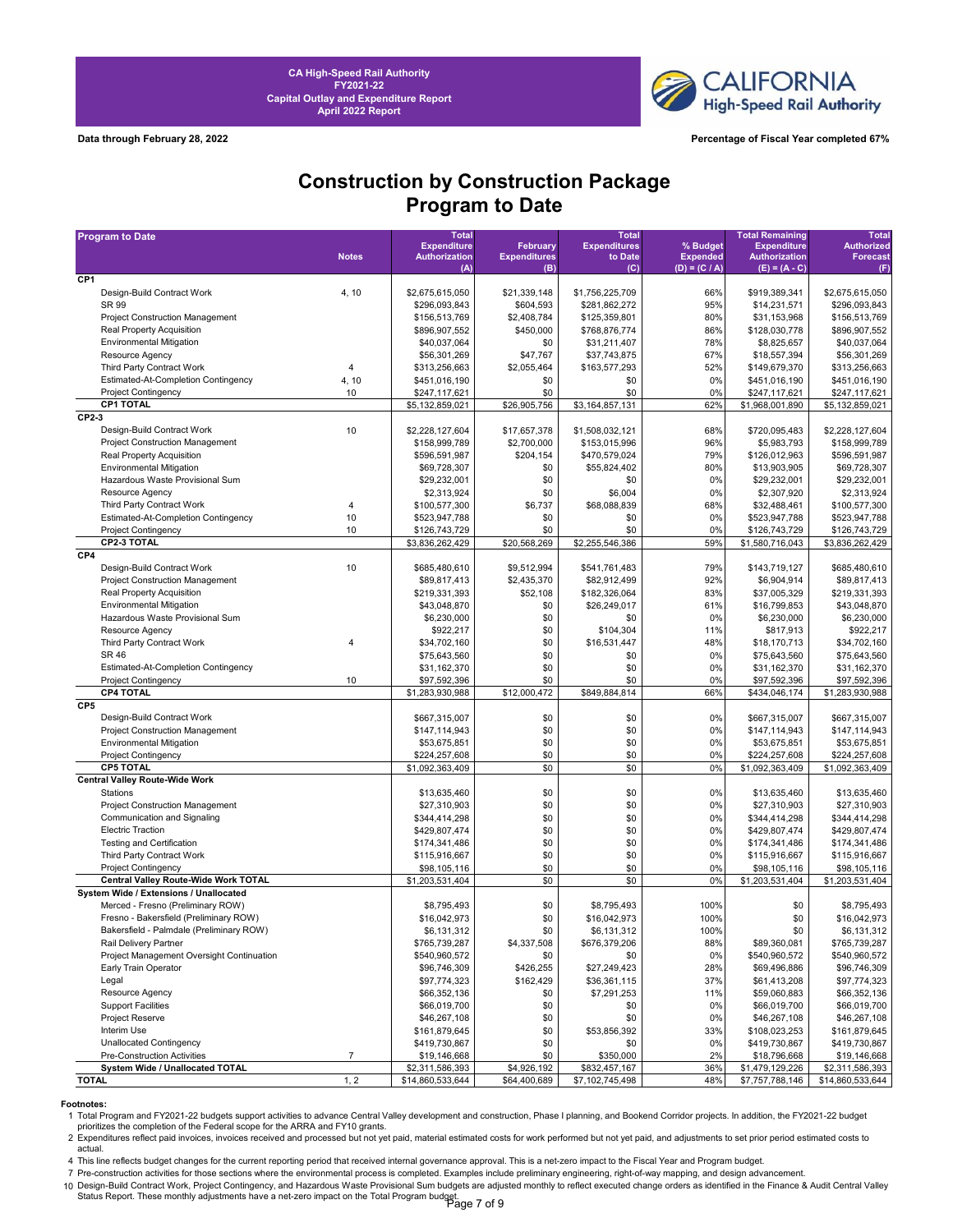CA High-Speed Rail Authority
FY2021-22
Capital Outlay and Expenditure Report
April 2022 Report

CALIFORNIA High-Speed Rail Authority

Data through February 28, 2022

Percentage of Fiscal Year completed 67%

# Construction by Construction Package
## Program to Date

| Program to Date | Notes | Total Expenditure Authorization (A) | February Expenditures (B) | Total Expenditures to Date (C) | % Budget Expended (D) = (C / A) | Total Remaining Expenditure Authorization (E) = (A - C) | Total Authorized Forecast (F) |
|---|---|---|---|---|---|---|---|
| **CP1** | | | | | | | |
| Design-Build Contract Work | 4, 10 | $2,675,615,050 | $21,339,148 | $1,756,225,709 | 66% | $919,389,341 | $2,675,615,050 |
| SR 99 | | $296,093,843 | $604,593 | $281,862,272 | 95% | $14,231,571 | $296,093,843 |
| Project Construction Management | | $156,513,769 | $2,408,784 | $125,359,801 | 80% | $31,153,968 | $156,513,769 |
| Real Property Acquisition | | $896,907,552 | $450,000 | $768,876,774 | 86% | $128,030,778 | $896,907,552 |
| Environmental Mitigation | | $40,037,064 | $0 | $31,211,407 | 78% | $8,825,657 | $40,037,064 |
| Resource Agency | | $56,301,269 | $47,767 | $37,743,875 | 67% | $18,557,394 | $56,301,269 |
| Third Party Contract Work | 4 | $313,256,663 | $2,055,464 | $163,577,293 | 52% | $149,679,370 | $313,256,663 |
| Estimated-At-Completion Contingency | 4, 10 | $451,016,190 | $0 | $0 | 0% | $451,016,190 | $451,016,190 |
| Project Contingency | 10 | $247,117,621 | $0 | $0 | 0% | $247,117,621 | $247,117,621 |
| **CP1 TOTAL** | | $5,132,859,021 | $26,905,756 | $3,164,857,131 | 62% | $1,968,001,890 | $5,132,859,021 |
| **CP2-3** | | | | | | | |
| Design-Build Contract Work | 10 | $2,228,127,604 | $17,657,378 | $1,508,032,121 | 68% | $720,095,483 | $2,228,127,604 |
| Project Construction Management | | $158,999,789 | $2,700,000 | $153,015,996 | 96% | $5,983,793 | $158,999,789 |
| Real Property Acquisition | | $596,591,987 | $204,154 | $470,579,024 | 79% | $126,012,963 | $596,591,987 |
| Environmental Mitigation | | $69,728,307 | $0 | $55,824,402 | 80% | $13,903,905 | $69,728,307 |
| Hazardous Waste Provisional Sum | | $29,232,001 | $0 | $0 | 0% | $29,232,001 | $29,232,001 |
| Resource Agency | | $2,313,924 | $0 | $6,004 | 0% | $2,307,920 | $2,313,924 |
| Third Party Contract Work | 4 | $100,577,300 | $6,737 | $68,088,839 | 68% | $32,488,461 | $100,577,300 |
| Estimated-At-Completion Contingency | 10 | $523,947,788 | $0 | $0 | 0% | $523,947,788 | $523,947,788 |
| Project Contingency | 10 | $126,743,729 | $0 | $0 | 0% | $126,743,729 | $126,743,729 |
| **CP2-3 TOTAL** | | $3,836,262,429 | $20,568,269 | $2,255,546,386 | 59% | $1,580,716,043 | $3,836,262,429 |
| **CP4** | | | | | | | |
| Design-Build Contract Work | 10 | $685,480,610 | $9,512,994 | $541,761,483 | 79% | $143,719,127 | $685,480,610 |
| Project Construction Management | | $89,817,413 | $2,435,370 | $82,912,499 | 92% | $6,904,914 | $89,817,413 |
| Real Property Acquisition | | $219,331,393 | $52,108 | $182,326,064 | 83% | $37,005,329 | $219,331,393 |
| Environmental Mitigation | | $43,048,870 | $0 | $26,249,017 | 61% | $16,799,853 | $43,048,870 |
| Hazardous Waste Provisional Sum | | $6,230,000 | $0 | $0 | 0% | $6,230,000 | $6,230,000 |
| Resource Agency | | $922,217 | $0 | $104,304 | 11% | $817,913 | $922,217 |
| Third Party Contract Work | 4 | $34,702,160 | $0 | $16,531,447 | 48% | $18,170,713 | $34,702,160 |
| SR 46 | | $75,643,560 | $0 | $0 | 0% | $75,643,560 | $75,643,560 |
| Estimated-At-Completion Contingency | | $31,162,370 | $0 | $0 | 0% | $31,162,370 | $31,162,370 |
| Project Contingency | 10 | $97,592,396 | $0 | $0 | 0% | $97,592,396 | $97,592,396 |
| **CP4 TOTAL** | | $1,283,930,988 | $12,000,472 | $849,884,814 | 66% | $434,046,174 | $1,283,930,988 |
| **CP5** | | | | | | | |
| Design-Build Contract Work | | $667,315,007 | $0 | $0 | 0% | $667,315,007 | $667,315,007 |
| Project Construction Management | | $147,114,943 | $0 | $0 | 0% | $147,114,943 | $147,114,943 |
| Environmental Mitigation | | $53,675,851 | $0 | $0 | 0% | $53,675,851 | $53,675,851 |
| Project Contingency | | $224,257,608 | $0 | $0 | 0% | $224,257,608 | $224,257,608 |
| **CP5 TOTAL** | | $1,092,363,409 | $0 | $0 | 0% | $1,092,363,409 | $1,092,363,409 |
| **Central Valley Route-Wide Work** | | | | | | | |
| Stations | | $13,635,460 | $0 | $0 | 0% | $13,635,460 | $13,635,460 |
| Project Construction Management | | $27,310,903 | $0 | $0 | 0% | $27,310,903 | $27,310,903 |
| Communication and Signaling | | $344,414,298 | $0 | $0 | 0% | $344,414,298 | $344,414,298 |
| Electric Traction | | $429,807,474 | $0 | $0 | 0% | $429,807,474 | $429,807,474 |
| Testing and Certification | | $174,341,486 | $0 | $0 | 0% | $174,341,486 | $174,341,486 |
| Third Party Contract Work | | $115,916,667 | $0 | $0 | 0% | $115,916,667 | $115,916,667 |
| Project Contingency | | $98,105,116 | $0 | $0 | 0% | $98,105,116 | $98,105,116 |
| **Central Valley Route-Wide Work TOTAL** | | $1,203,531,404 | $0 | $0 | 0% | $1,203,531,404 | $1,203,531,404 |
| **System Wide / Extensions / Unallocated** | | | | | | | |
| Merced - Fresno (Preliminary ROW) | | $8,795,493 | $0 | $8,795,493 | 100% | $0 | $8,795,493 |
| Fresno - Bakersfield (Preliminary ROW) | | $16,042,973 | $0 | $16,042,973 | 100% | $0 | $16,042,973 |
| Bakersfield - Palmdale (Preliminary ROW) | | $6,131,312 | $0 | $6,131,312 | 100% | $0 | $6,131,312 |
| Rail Delivery Partner | | $765,739,287 | $4,337,508 | $676,379,206 | 88% | $89,360,081 | $765,739,287 |
| Project Management Oversight Continuation | | $540,960,572 | $0 | $0 | 0% | $540,960,572 | $540,960,572 |
| Early Train Operator | | $96,746,309 | $426,255 | $27,249,423 | 28% | $69,496,886 | $96,746,309 |
| Legal | | $97,774,323 | $162,429 | $36,361,115 | 37% | $61,413,208 | $97,774,323 |
| Resource Agency | | $66,352,136 | $0 | $7,291,253 | 11% | $59,060,883 | $66,352,136 |
| Support Facilities | | $66,019,700 | $0 | $0 | 0% | $66,019,700 | $66,019,700 |
| Project Reserve | | $46,267,108 | $0 | $0 | 0% | $46,267,108 | $46,267,108 |
| Interim Use | | $161,879,645 | $0 | $53,856,392 | 33% | $108,023,253 | $161,879,645 |
| Unallocated Contingency | | $419,730,867 | $0 | $0 | 0% | $419,730,867 | $419,730,867 |
| Pre-Construction Activities | 7 | $19,146,668 | $0 | $350,000 | 2% | $18,796,668 | $19,146,668 |
| **System Wide / Unallocated TOTAL** | | $2,311,586,393 | $4,926,192 | $832,457,167 | 36% | $1,479,129,226 | $2,311,586,393 |
| **TOTAL** | 1, 2 | $14,860,533,644 | $64,400,689 | $7,102,745,498 | 48% | $7,757,788,146 | $14,860,533,644 |

**Footnotes:**

1 Total Program and FY2021-22 budgets support activities to advance Central Valley development and construction, Phase I planning, and Bookend Corridor projects. In addition, the FY2021-22 budget prioritizes the completion of the Federal scope for the ARRA and FY10 grants.

2 Expenditures reflect paid invoices, invoices received and processed but not yet paid, material estimated costs for work performed but not yet paid, and adjustments to set prior period estimated costs to actual.

4 This line reflects budget changes for the current reporting period that received internal governance approval. This is a net-zero impact to the Fiscal Year and Program budget.

7 Pre-construction activities for those sections where the environmental process is completed. Examples include preliminary engineering, right-of-way mapping, and design advancement.

10 Design-Build Contract Work, Project Contingency, and Hazardous Waste Provisional Sum budgets are adjusted monthly to reflect executed change orders as identified in the Finance & Audit Central Valley Status Report. These monthly adjustments have a net-zero impact on the Total Program budget.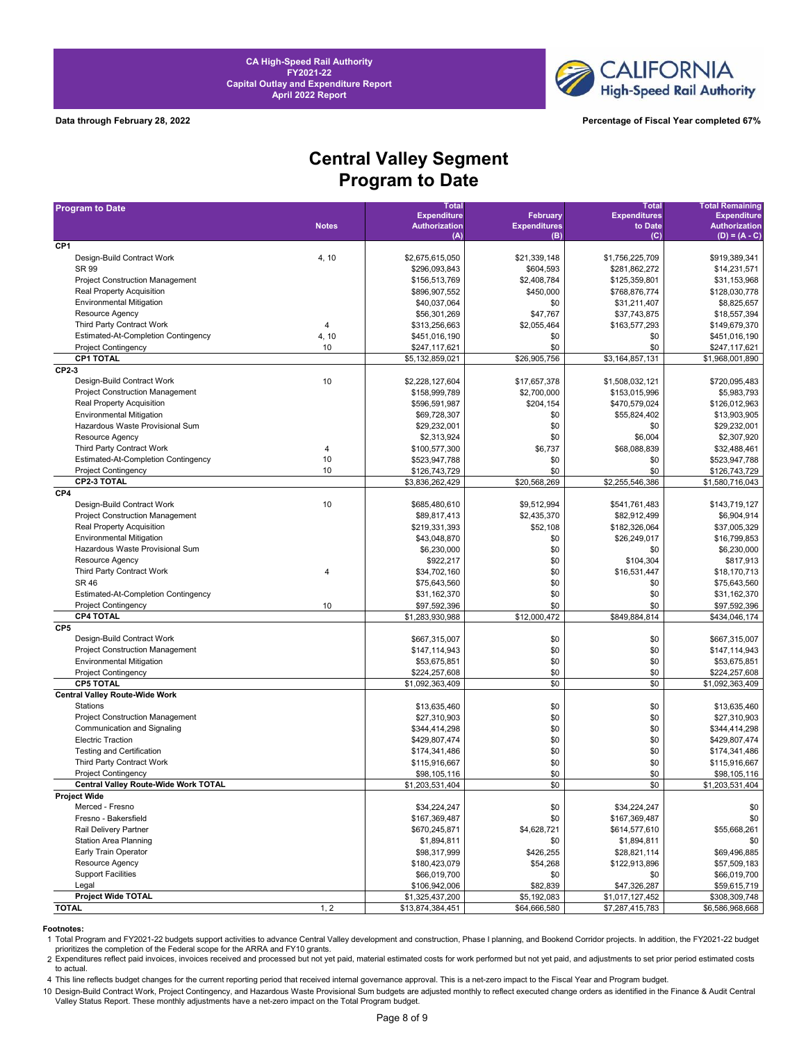CA High-Speed Rail Authority
FY2021-22
Capital Outlay and Expenditure Report
April 2022 Report

**Data through February 28, 2022**

**Percentage of Fiscal Year completed 67%**

# Central Valley Segment
# Program to Date

| Program to Date | Notes | Total Expenditure Authorization (A) | February Expenditures (B) | Total Expenditures to Date (C) | Total Remaining Expenditure Authorization (D) = (A - C) |
|---|---|---|---|---|---|
| **CP1** | | | | | |
| Design-Build Contract Work | 4, 10 | $2,675,615,050 | $21,339,148 | $1,756,225,709 | $919,389,341 |
| SR 99 | | $296,093,843 | $604,593 | $281,862,272 | $14,231,571 |
| Project Construction Management | | $156,513,769 | $2,408,784 | $125,359,801 | $31,153,968 |
| Real Property Acquisition | | $896,907,552 | $450,000 | $768,876,774 | $128,030,778 |
| Environmental Mitigation | | $40,037,064 | $0 | $31,211,407 | $8,825,657 |
| Resource Agency | | $56,301,269 | $47,767 | $37,743,875 | $18,557,394 |
| Third Party Contract Work | 4 | $313,256,663 | $2,055,464 | $163,577,293 | $149,679,370 |
| Estimated-At-Completion Contingency | 4, 10 | $451,016,190 | $0 | $0 | $451,016,190 |
| Project Contingency | 10 | $247,117,621 | $0 | $0 | $247,117,621 |
| **CP1 TOTAL** | | $5,132,859,021 | $26,905,756 | $3,164,857,131 | $1,968,001,890 |
| **CP2-3** | | | | | |
| Design-Build Contract Work | 10 | $2,228,127,604 | $17,657,378 | $1,508,032,121 | $720,095,483 |
| Project Construction Management | | $158,999,789 | $2,700,000 | $153,015,996 | $5,983,793 |
| Real Property Acquisition | | $596,591,987 | $204,154 | $470,579,024 | $126,012,963 |
| Environmental Mitigation | | $69,728,307 | $0 | $55,824,402 | $13,903,905 |
| Hazardous Waste Provisional Sum | | $29,232,001 | $0 | $0 | $29,232,001 |
| Resource Agency | | $2,313,924 | $0 | $6,004 | $2,307,920 |
| Third Party Contract Work | 4 | $100,577,300 | $6,737 | $68,088,839 | $32,488,461 |
| Estimated-At-Completion Contingency | 10 | $523,947,788 | $0 | $0 | $523,947,788 |
| Project Contingency | 10 | $126,743,729 | $0 | $0 | $126,743,729 |
| **CP2-3 TOTAL** | | $3,836,262,429 | $20,568,269 | $2,255,546,386 | $1,580,716,043 |
| **CP4** | | | | | |
| Design-Build Contract Work | 10 | $685,480,610 | $9,512,994 | $541,761,483 | $143,719,127 |
| Project Construction Management | | $89,817,413 | $2,435,370 | $82,912,499 | $6,904,914 |
| Real Property Acquisition | | $219,331,393 | $52,108 | $182,326,064 | $37,005,329 |
| Environmental Mitigation | | $43,048,870 | $0 | $26,249,017 | $16,799,853 |
| Hazardous Waste Provisional Sum | | $6,230,000 | $0 | $0 | $6,230,000 |
| Resource Agency | | $922,217 | $0 | $104,304 | $817,913 |
| Third Party Contract Work | 4 | $34,702,160 | $0 | $16,531,447 | $18,170,713 |
| SR 46 | | $75,643,560 | $0 | $0 | $75,643,560 |
| Estimated-At-Completion Contingency | | $31,162,370 | $0 | $0 | $31,162,370 |
| Project Contingency | 10 | $97,592,396 | $0 | $0 | $97,592,396 |
| **CP4 TOTAL** | | $1,283,930,988 | $12,000,472 | $849,884,814 | $434,046,174 |
| **CP5** | | | | | |
| Design-Build Contract Work | | $667,315,007 | $0 | $0 | $667,315,007 |
| Project Construction Management | | $147,114,943 | $0 | $0 | $147,114,943 |
| Environmental Mitigation | | $53,675,851 | $0 | $0 | $53,675,851 |
| Project Contingency | | $224,257,608 | $0 | $0 | $224,257,608 |
| **CP5 TOTAL** | | $1,092,363,409 | $0 | $0 | $1,092,363,409 |
| **Central Valley Route-Wide Work** | | | | | |
| Stations | | $13,635,460 | $0 | $0 | $13,635,460 |
| Project Construction Management | | $27,310,903 | $0 | $0 | $27,310,903 |
| Communication and Signaling | | $344,414,298 | $0 | $0 | $344,414,298 |
| Electric Traction | | $429,807,474 | $0 | $0 | $429,807,474 |
| Testing and Certification | | $174,341,486 | $0 | $0 | $174,341,486 |
| Third Party Contract Work | | $115,916,667 | $0 | $0 | $115,916,667 |
| Project Contingency | | $98,105,116 | $0 | $0 | $98,105,116 |
| **Central Valley Route-Wide Work TOTAL** | | $1,203,531,404 | $0 | $0 | $1,203,531,404 |
| **Project Wide** | | | | | |
| Merced - Fresno | | $34,224,247 | $0 | $34,224,247 | $0 |
| Fresno - Bakersfield | | $167,369,487 | $0 | $167,369,487 | $0 |
| Rail Delivery Partner | | $670,245,871 | $4,628,721 | $614,577,610 | $55,668,261 |
| Station Area Planning | | $1,894,811 | $0 | $1,894,811 | $0 |
| Early Train Operator | | $98,317,999 | $426,255 | $28,821,114 | $69,496,885 |
| Resource Agency | | $180,423,079 | $54,268 | $122,913,896 | $57,509,183 |
| Support Facilities | | $66,019,700 | $0 | $0 | $66,019,700 |
| Legal | | $106,942,006 | $82,839 | $47,326,287 | $59,615,719 |
| **Project Wide TOTAL** | | $1,325,437,200 | $5,192,083 | $1,017,127,452 | $308,309,748 |
| **TOTAL** | 1, 2 | $13,874,384,451 | $64,666,580 | $7,287,415,783 | $6,586,968,668 |

**Footnotes:**

1 Total Program and FY2021-22 budgets support activities to advance Central Valley development and construction, Phase I planning, and Bookend Corridor projects. In addition, the FY2021-22 budget prioritizes the completion of the Federal scope for the ARRA and FY10 grants.

2 Expenditures reflect paid invoices, invoices received and processed but not yet paid, material estimated costs for work performed but not yet paid, and adjustments to set prior period estimated costs to actual.

4 This line reflects budget changes for the current reporting period that received internal governance approval. This is a net-zero impact to the Fiscal Year and Program budget.

10 Design-Build Contract Work, Project Contingency, and Hazardous Waste Provisional Sum budgets are adjusted monthly to reflect executed change orders as identified in the Finance & Audit Central Valley Status Report. These monthly adjustments have a net-zero impact on the Total Program budget.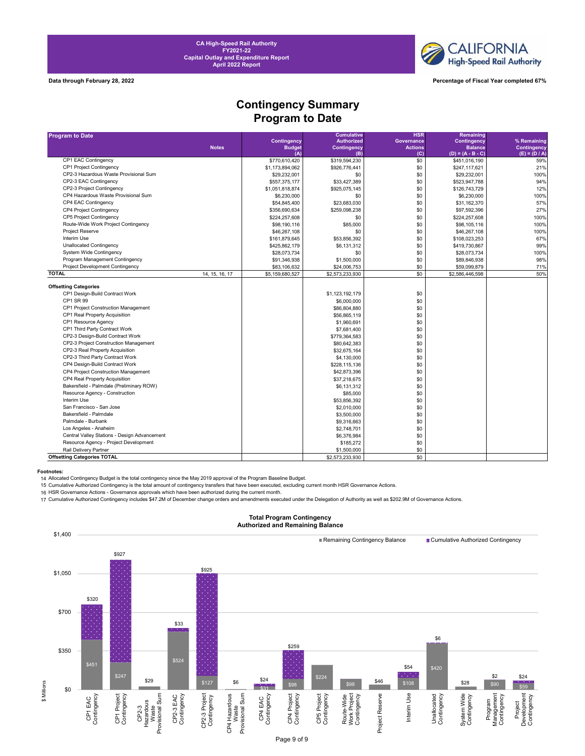CA High-Speed Rail Authority
FY2021-22
Capital Outlay and Expenditure Report
April 2022 Report

CALIFORNIA High-Speed Rail Authority

**Data through February 28, 2022**

**Percentage of Fiscal Year completed 67%**

# Contingency Summary
## Program to Date

| Program to Date | Notes | Contingency Budget (A) | Cumulative Authorized Contingency (B) | HSR Governance Actions (C) | Remaining Contingency Balance (D) = (A - B - C) | % Remaining Contingency (E) = (D / A) |
|---|---|---|---|---|---|---|
| CP1 EAC Contingency | | $770,610,420 | $319,594,230 | $0 | $451,016,190 | 59% |
| CP1 Project Contingency | | $1,173,894,062 | $926,776,441 | $0 | $247,117,621 | 21% |
| CP2-3 Hazardous Waste Provisional Sum | | $29,232,001 | $0 | $0 | $29,232,001 | 100% |
| CP2-3 EAC Contingency | | $557,375,177 | $33,427,389 | $0 | $523,947,788 | 94% |
| CP2-3 Project Contingency | | $1,051,818,874 | $925,075,145 | $0 | $126,743,729 | 12% |
| CP4 Hazardous Waste Provisional Sum | | $6,230,000 | $0 | $0 | $6,230,000 | 100% |
| CP4 EAC Contingency | | $54,845,400 | $23,683,030 | $0 | $31,162,370 | 57% |
| CP4 Project Contingency | | $356,690,634 | $259,098,238 | $0 | $97,592,396 | 27% |
| CP5 Project Contingency | | $224,257,608 | $0 | $0 | $224,257,608 | 100% |
| Route-Wide Work Project Contingency | | $98,190,116 | $85,000 | $0 | $98,105,116 | 100% |
| Project Reserve | | $46,267,108 | $0 | $0 | $46,267,108 | 100% |
| Interim Use | | $161,879,645 | $53,856,392 | $0 | $108,023,253 | 67% |
| Unallocated Contingency | | $425,862,179 | $6,131,312 | $0 | $419,730,867 | 99% |
| System Wide Contingency | | $28,073,734 | $0 | $0 | $28,073,734 | 100% |
| Program Management Contingency | | $91,346,938 | $1,500,000 | $0 | $89,846,938 | 98% |
| Project Development Contingency | | $83,106,632 | $24,006,753 | $0 | $59,099,879 | 71% |
| **TOTAL** | 14, 15, 16, 17 | $5,159,680,527 | $2,573,233,930 | $0 | $2,586,446,598 | 50% |
| **Offsetting Categories** | | | | | | |
| CP1 Design-Build Contract Work | | | $1,123,192,179 | $0 | | |
| CP1 SR 99 | | | $6,000,000 | $0 | | |
| CP1 Project Construction Management | | | $86,804,880 | $0 | | |
| CP1 Real Property Acquisition | | | $56,865,119 | $0 | | |
| CP1 Resource Agency | | | $1,960,691 | $0 | | |
| CP1 Third Party Contract Work | | | $7,681,400 | $0 | | |
| CP2-3 Design-Build Contract Work | | | $779,364,583 | $0 | | |
| CP2-3 Project Construction Management | | | $80,642,383 | $0 | | |
| CP2-3 Real Property Acquisition | | | $32,675,164 | $0 | | |
| CP2-3 Third Party Contract Work | | | $4,130,000 | $0 | | |
| CP4 Design-Build Contract Work | | | $228,115,136 | $0 | | |
| CP4 Project Construction Management | | | $42,873,396 | $0 | | |
| CP4 Real Property Acquisition | | | $37,218,675 | $0 | | |
| Bakersfield - Palmdale (Preliminary ROW) | | | $6,131,312 | $0 | | |
| Resource Agency - Construction | | | $85,000 | $0 | | |
| Interim Use | | | $53,856,392 | $0 | | |
| San Francisco - San Jose | | | $2,010,000 | $0 | | |
| Bakersfield - Palmdale | | | $3,500,000 | $0 | | |
| Palmdale - Burbank | | | $9,316,663 | $0 | | |
| Los Angeles - Anaheim | | | $2,748,701 | $0 | | |
| Central Valley Stations - Design Advancement | | | $6,376,984 | $0 | | |
| Resource Agency - Project Development | | | $185,272 | $0 | | |
| Rail Delivery Partner | | | $1,500,000 | $0 | | |
| **Offsetting Categories TOTAL** | | | $2,573,233,930 | $0 | | |

**Footnotes:**

14 Allocated Contingency Budget is the total contingency since the May 2019 approval of the Program Baseline Budget.

15 Cumulative Authorized Contingency is the total amount of contingency transfers that have been executed, excluding current month HSR Governance Actions.

16 HSR Governance Actions - Governance approvals which have been authorized during the current month.

17 Cumulative Authorized Contingency includes $47.2M of December change orders and amendments executed under the Delegation of Authority as well as $202.9M of Governance Actions.

**Total Program Contingency**
**Authorized and Remaining Balance**

Remaining Contingency Balance
Cumulative Authorized Contingency

$ Millions

$1,400
$1,050
$700
$350
$0

CP1 EAC Contingency: $320, $451
CP1 Project Contingency: $927, $247
CP2-3 Hazardous Waste Provisional Sum: $29
CP2-3 EAC Contingency: $33, $524
CP2-3 Project Contingency: $925, $127
CP4 Hazardous Waste Provisional Sum: $6
CP4 EAC Contingency: $24, $31
CP4 Project Contingency: $259, $98
CP5 Project Contingency: $224
Route-Wide Work Project Contingency: $98
Project Reserve: $46
Interim Use: $54, $108
Unallocated Contingency: $6, $420
System Wide Contingency: $28
Program Management Contingency: $2, $90
Project Development Contingency: $24, $59